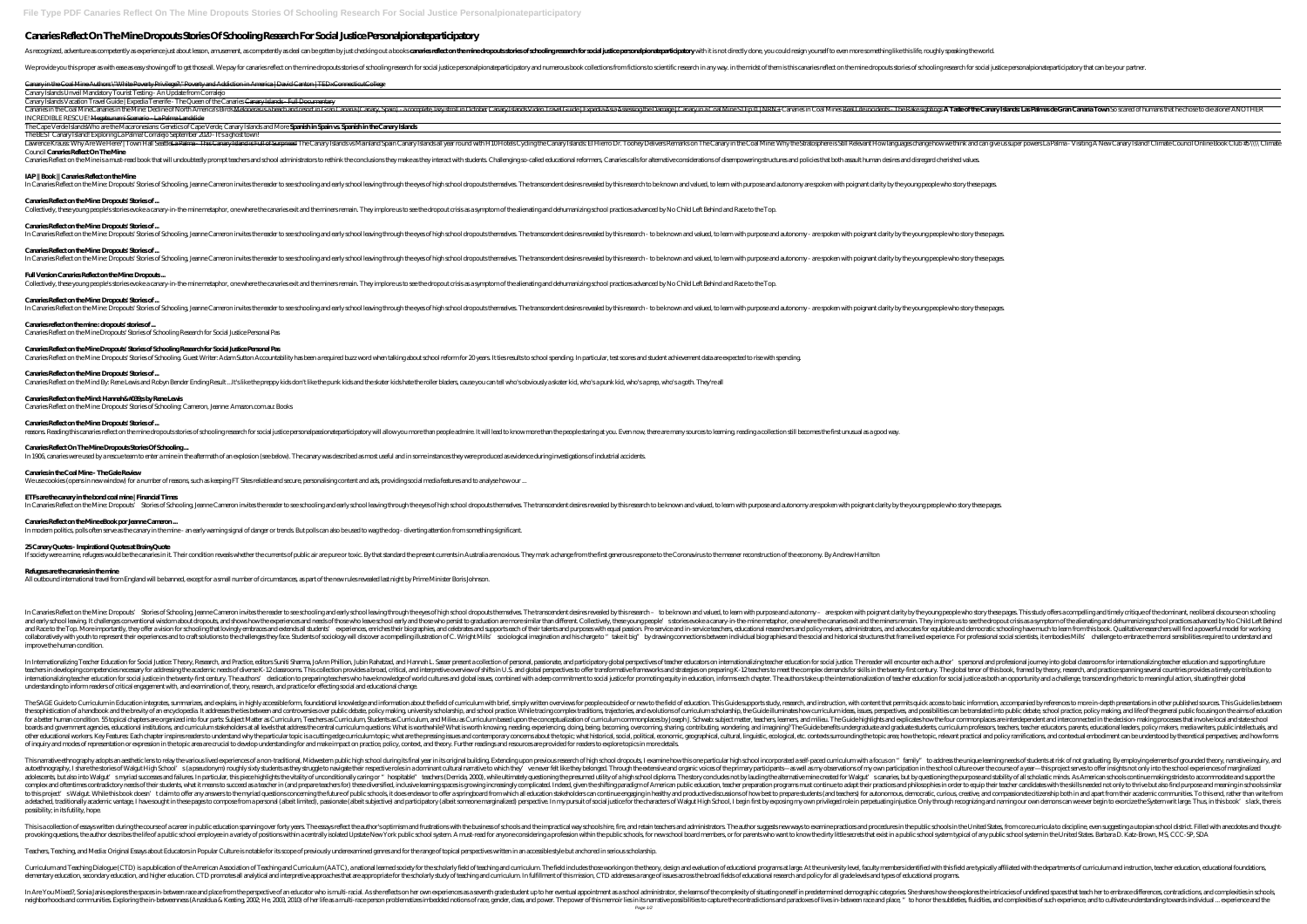# Canaries Reflect On The Mine Dropouts Stories Of Schooling Research For Social Justice Personalpionateparticipatory

As recognized, adventure as competently as experience just about lesson, amusement, as competently as deal can be gotten by just checking out a books **canaries reflect on the mine dropouts stories of schooling research for social justice personalpionateparticipatory** with it is not directly done, you could resign yourself to even more something like this life, roughly speaking the world.

We provide you this proper as with ease as easy showing off to get those all. We pay for canaries reflect on the mine dropouts stories of schooling research for social justice personalpionateparticipatory and numerous book collections from fictions to scientific research in any way. in the midst of them is this canaries reflect on the mine dropouts stories of schooling research for social justice personalpionateparticipatory that can be your partner.

Canary in the Coal Mine Authors \"White Poverty Privilege?\" Poverty and Addiction in America | David Canton | TEDxConnecticutCollege

Canary Islands Unveil Mandatory Tourist Testing - An Update from Corralejo

Canary Islands Vacation Travel Guide | Expedia Tenerife - The Queen of the Canaries Canary Islands - Full Documentary

Canaries in the Coal Mine Canaries in the Mine: Decline of North America's Birds Maloneros: a beach and resort in Gran Canaria (Canary, Spain) - a complete, lazy stroll in October Canary Islands Video Travel Guide | Expedia Asia Assessing the Damage | Canary in a Coal Mine S1 Ep 8 | NBN+ Canaries in Coal Mines Real Life incidents - The Bake sightings **A Taste of the Canary Islands: Las Palmas de Gran Canaria Town** So scared of humans that she chose to die alone! ANOTHER INCREDIBLE RESCUE! Megatsunami Scenario - La Palma Landslide

The Cape Verde Islands Who are the Macaronesians: Genetics of Cape Verde, Canary Islands and More **Spanish in Spain vs. Spanish in the Canary Islands**

The BEST Canary Island! Exploring La Palma! Corralejo September 2020 - It's a ghost town!

Lawrence Krauss: Why Are We Here? | Town Hall Seattle La Palma - This Canary Island is Full of Surprises! The Canary Islands vs Mainland Spain Canary Islands all year round with H10 Hotels Cycling the Canary Islands: El Hierro Dr. Toohey Delivers Remarks on The Canary in the Coal Mine: Why the Stratosphere is Still Relevant How languages change how we think and can give us super powers La Palma - Visiting A New Canary Island! Climate Council Online Book Club #5 \\\\ Climate Council **Canaries Reflect On The Mine**

Canaries Reflect on the Mine is a must-read book that will undoubtedly prompt teachers and school administrators to rethink the conclusions they make as they interact with students. Challenging so-called educational reformers, Canaries calls for alternative considerations of disempowering structures and policies that both assault human desires and disregard cherished values.

**IAP || Book || Canaries Reflect on the Mine**

In Canaries Reflect on the Mine: Dropouts' Stories of Schooling, Jeanne Cameron invites the reader to see schooling and early school leaving through the eyes of high school dropouts themselves. The transcendent desires revealed by this research to be known and valued, to learn with purpose and autonomy are spoken with poignant clarity by the young people who story these pages.

**Canaries Reflect on the Mine: Dropouts' Stories of ...**

Collectively, these young people's stories evoke a canary-in-the-mine metaphor, one where the canaries exit and the miners remain. They implore us to see the dropout crisis as a symptom of the alienating and dehumanizing school practices advanced by No Child Left Behind and Race to the Top.

**Canaries Reflect on the Mine: Dropouts' Stories of ...**

In Canaries Reflect on the Mine: Dropouts' Stories of Schooling, Jeanne Cameron invites the reader to see schooling and early school leaving through the eyes of high school dropouts themselves. The transcendent desires revealed by this research - to be known and valued, to learn with purpose and autonomy - are spoken with poignant clarity by the young people who story these pages.

**Canaries Reflect on the Mine: Dropouts' Stories of ...**

In Canaries Reflect on the Mine: Dropouts' Stories of Schooling, Jeanne Cameron invites the reader to see schooling and early school leaving through the eyes of high school dropouts themselves. The transcendent desires revealed by this research - to be known and valued, to learn with purpose and autonomy - are spoken with poignant clarity by the young people who story these pages.

**Full Version Canaries Reflect on the Mine: Dropouts ...**

Collectively, these young people's stories evoke a canary-in-the-mine metaphor, one where the canaries exit and the miners remain. They implore us to see the dropout crisis as a symptom of the alienating and dehumanizing school practices advanced by No Child Left Behind and Race to the Top.

**Canaries Reflect on the Mine: Dropouts' Stories of ...**

In Canaries Reflect on the Mine: Dropouts' Stories of Schooling, Jeanne Cameron invites the reader to see schooling and early school leaving through the eyes of high school dropouts themselves. The transcendent desires revealed by this research - to be known and valued, to learn with purpose and autonomy - are spoken with poignant clarity by the young people who story these pages.

**Canaries reflect on the mine : dropouts' stories of ...**

Canaries Reflect on the Mine Dropouts' Stories of Schooling Research for Social Justice Personal Pas

**Canaries Reflect on the Mine Dropouts' Stories of Schooling Research for Social Justice Personal Pas**

Canaries Reflect on the Mine: Dropouts' Stories of Schooling. Guest Writer: Adam Sutton Accountability has been a required buzz word when talking about school reform for 20 years. It ties results to school spending. In particular, test scores and student achievement data are expected to rise with spending.

**Canaries Reflect on the Mine: Dropouts' Stories of ...**

Canaries Reflect on the Mind By: Rene Lewis and Robyn Bender Ending Result ...It's like the preppy kids don't like the punk kids and the skater kids hate the roller bladers, cause you can tell who's obviously a skater kid, who's a punk kid, who's a prep, who's a goth. They're all

**Canaries Reflect on the Mind: Hannah&#039;s by Rene Lewis**

Canaries Reflect on the Mine: Dropouts' Stories of Schooling: Cameron, Jeanne: Amazon.com.au: Books

**Canaries Reflect on the Mine: Dropouts' Stories of ...**

reasons. Reading this canaries reflect on the mine dropouts stories of schooling research for social justice personalpassionateparticipatory will allow you more than people admire. It will lead to know more than the people staring at you. Even now, there are many sources to learning, reading a collection still becomes the first unusual as a good way.

**Canaries Reflect On The Mine Dropouts Stories Of Schooling ...**

In 1906, canaries were used by a rescue team to enter a mine in the aftermath of an explosion (see below). The canary was described as most useful and in some instances they were produced as evidence during investigations of industrial accidents.

**Canaries in the Coal Mine - The Gate Review**

We use cookies (opens in new window) for a number of reasons, such as keeping FT Sites reliable and secure, personalising content and ads, providing social media features and to analyse how our ...

**ETFs are the canary in the bond coal mine | Financial Times**

In Canaries Reflect on the Mine: Dropouts' Stories of Schooling, Jeanne Cameron invites the reader to see schooling and early school leaving through the eyes of high school dropouts themselves. The transcendent desires revealed by this research to be known and valued, to learn with purpose and autonomy are spoken with poignant clarity by the young people who story these pages.

**Canaries Reflect on the Mine Book por Jeanne Cameron ...**

In modern politics, polls often serve as the canary in the mine - an early warning signal of danger or trends. But polls can also be used to wag the dog - diverting attention from something significant.

**25 Canary Quotes - Inspirational Quotes at BrainyQuote**

If society were a mine, refugees would be the canaries in it. Their condition reveals whether the currents of public air are pure or toxic. By that standard the present currents in Australia are noxious. They mark a change from the first generous response to the Coronavirus to the meaner reconstruction of the economy. By Andrew Hamilton

**Refugees are the canaries in the mine**

All outbound international travel from England will be banned, except for a small number of circumstances, as part of the new rules revealed last night by Prime Minister Boris Johnson.

In Canaries Reflect on the Mine: Dropouts' Stories of Schooling, Jeanne Cameron invites the reader to see schooling and early school leaving through the eyes of high school dropouts themselves. The transcendent desires revealed by this research – to be known and valued, to learn with purpose and autonomy – are spoken with poignant clarity by the young people who story these pages. This study offers a compelling and timely critique of the dominant, neoliberal discourse on schooling and early school leaving. It challenges conventional wisdom about dropouts, and shows how the experiences and needs of those who leave school early and those who persist to graduation are more similar than different. Collectively, these young people's stories evoke a canary-in-the-mine metaphor, one where the canaries exit and the miners remain. They implore us to see the dropout crisis as a symptom of the alienating and dehumanizing school practices advanced by No Child Left Behind and Race to the Top. More importantly, they offer a vision for schooling that lovingly embraces and extends all students' experiences, enriches their biographies, and celebrates and supports each of their talents and purposes with equal passion. Pre-service and in-service teachers, educational researchers and policy makers, administrators, and advocates for equitable and democratic schooling have much to learn from this book. Qualitative researchers will find a powerful model for working collaboratively with youth to represent their experiences and to craft solutions to the challenges they face. Students of sociology will discover a compelling illustration of C. Wright Mills' sociological imagination and his charge to "take it big" by drawing connections between individual biographies and the social and historical structures that frame lived experience. For professional social scientists, it embodies Mills' challenge to embrace the moral sensibilities required to understand and improve the human condition.

In Internationalizing Teacher Education for Social Justice: Theory, Research, and Practice, editors Suniti Sharma, JoAnn Phillion, Jubin Rahatzad, and Hannah L. Sasser present a collection of personal, passionate, and participatory global perspectives of teacher educators on internationalizing teacher education for social justice. The reader will encounter each author's personal and professional journey into global classrooms for internationalizing teacher education and supporting future teachers in developing competencies necessary for addressing the academic needs of diverse K-12 classrooms. This collection provides a broad, critical, and interpretive overview of shifts in U.S. and global perspectives to offer transformative frameworks and strategies on preparing K-12 teachers to meet the complex demands for skills in the twenty-first century. The global tenor of this book, framed by theory, research, and practice spanning several countries provides a timely contribution to internationalizing teacher education for social justice in the twenty-first century. The authors' dedication to preparing teachers who have knowledge of world cultures and global issues, combined with a deep commitment to social justice for promoting equity in education, informs each chapter. The authors take up the internationalization of teacher education for social justice as both an opportunity and a challenge, transcending rhetoric to meaningful action, situating their global understanding to inform readers of critical engagement with, and examination of, theory, research, and practice for effecting social and educational change.

The SAGE Guide to Curriculum in Education integrates, summarizes, and explains, in highly accessible form, foundational knowledge and information about the field of curriculum with brief, simply written overviews for people outside of or new to the field of education. This Guide supports study, research, and instruction, with content that permits quick access to basic information, accompanied by references to more in-depth presentations in other published sources. This Guide lies between the sophistication of a handbook and the brevity of an encyclopedia. It addresses the ties between and controversies over public debate, policy making, university scholarship, and school practice. While tracing complex traditions, trajectories, and evolutions of curriculum scholarship, the Guide illuminates how curriculum ideas, issues, perspectives, and possibilities can be translated into public debate, school practice, policy making, and life of the general public focusing on the aims of education for a better human condition. 55 topical chapters are organized into four parts: Subject Matter as Curriculum, Teachers as Curriculum, Students as Curriculum, and Milieu as Curriculum based upon the conceptualization of curriculum commonplaces by Joseph J. Schwab: subject matter, teachers, learners, and milieu. The Guide highlights and explicates how the four commonplaces are interdependent and interconnected in the decision-making processes that involve local and state school boards and government agencies, educational institutions, and curriculum stakeholders at all levels that address the central curriculum questions: What is worthwhile? What is worth knowing, needing, experiencing, doing, being, becoming, overcoming, sharing, contributing, wondering, and imagining? The Guide benefits undergraduate and graduate students, curriculum professors, teachers, teacher educators, parents, educational leaders, policy makers, media writers, public intellectuals, and other educational workers. Key Features: Each chapter inspires readers to understand why the particular topic is a cutting edge curriculum topic; what are the pressing issues and contemporary concerns about the topic; what historical, social, political, economic, geographical, cultural, linguistic, ecological, etc. contexts surrounding the topic area; how the topic, relevant practical and policy ramifications, and contextual embodiment can be understood by theoretical perspectives; and how forms of inquiry and modes of representation or expression in the topic area are crucial to develop understanding for and make impact on practice, policy, context, and theory. Further readings and resources are provided for readers to explore topics in more details.

This narrative ethnography adopts an aesthetic lens to relay the various lived experiences of a non-traditional, Midwestern public high school during its final year in its original building. Extending upon previous research of high school dropouts, I examine how this one particular high school incorporated a self-paced curriculum with a focus on "family" to address the unique learning needs of students at risk of not graduating. By employing elements of grounded theory, narrative inquiry, and autoethnography, I share the stories of Walgut High School's (a pseudonym) roughly sixty students as they struggle to navigate their respective roles in a dominant cultural narrative to which they've never felt like they belonged. Through the extensive and organic voices of the primary participants—as well as my observations of my own participation in the school culture over the course of a year—this project serves to offer insights not only into the school experiences of marginalized adolescents, but also into Walgut's myriad successes and failures. In particular, this piece highlights the vitality of unconditionally caring or "hospitable" teachers (Derrida, 2000), while ultimately questioning the presumed utility of a high school diploma. The story concludes not by lauding the alternative mine created for Walgut's canaries, but by questioning the purpose and stability of all scholastic minds. As American schools continue making strides to accommodate and support the complex and oftentimes contradictory needs of their students, what it means to succeed as a teacher in (and prepare teachers for) these diversified, inclusive learning spaces is growing increasingly complicated. Indeed, given the shifting paradigm of American public education, teacher preparation programs must continue to adapt their practices and philosophies in order to equip their teacher candidates with the skills needed not only to thrive but also find purpose and meaning in schools similar to this project's Walgut. While this book doesn't claim to offer any answers to the myriad questions concerning the future of public schools, it does endeavor to offer a springboard from which all education stakeholders can continue engaging in healthy and productive discussions of how best to prepare students (and teachers) for autonomous, democratic, curious, creative, and compassionate citizenship both in and apart from their academic communities. To this end, rather than write from a detached, traditionally academic vantage, I have sought in these pages to compose from a personal (albeit limited), passionate (albeit subjective) and participatory (albeit someone marginalized) perspective. In my pursuit of social justice for the characters of Walgut High School, I begin first by exposing my own privileged role in perpetuating injustice. Only through recognizing and naming our own demons can we ever begin to exorcize the System writ large. Thus, in this book's slack, there is possibility; in its futility, hope.

This is a collection of essays written during the course of a career in public education spanning over forty years. The essays reflect the author's optimism and frustrations with the business of schools and the impractical way schools hire, fire, and retain teachers and administrators. The author suggests new ways to examine practices and procedures in the public schools in the United States, from core curricula to discipline, even suggesting a utopian school district. Filled with anecdotes and thought-provoking questions, the author describes the life of a public school employee in a variety of positions within a centrally isolated Upstate New York public school system. A must-read for anyone considering a profession within the public schools, for new school board members, or for parents who want to know the dirty little secrets that exist in a public school system typical of any public school system in the United States. Barbara D. Katz-Brown, MS, CCC-SP, SDA

Teachers, Teaching, and Media: Original Essays about Educators in Popular Culture is notable for its scope of previously underexamined genres and for the range of topical perspectives written in an accessible style but anchored in serious scholarship.

Curriculum and Teaching Dialogue (CTD) is a publication of the American Association of Teaching and Curriculum (AATC), a national learned society for the scholarly field of teaching and curriculum. The field includes those working on the theory, design and evaluation of educational programs at large. At the university level, faculty members identified with this field are typically affiliated with the departments of curriculum and instruction, teacher education, educational foundations, elementary education, secondary education, and higher education. CTD promotes all analytical and interpretive approaches that are appropriate for the scholarly study of teaching and curriculum. In fulfillment of this mission, CTD addresses a range of issues across the broad fields of educational research and policy for all grade levels and types of educational programs.

In Are You Mixed?, Sonia Janis explores the spaces in-between race and place from the perspective of an educator who is multi-racial. As she reflects on her own experiences as a seventh grade student up to her eventual appointment as a school administrator, she learns of the complexity of situating oneself in predetermined demographic categories. She shares how she explores the intricacies of undefined spaces that teach her to embrace differences, contradictions, and complexities in schools, neighborhoods and communities. Exploring the in-betweenness (Anzaldua & Keating, 2002; He, 2003, 2010) of her life as a multi-race person problematizes embedded notions of race, gender, class, and power. The power of this memoir lies in its narrative possibilities to capture the contradictions and paradoxes of lives in-between race and place, "to honor the subtleties, fluidities, and complexities of such experience, and to cultivate understanding towards individual ... experience and the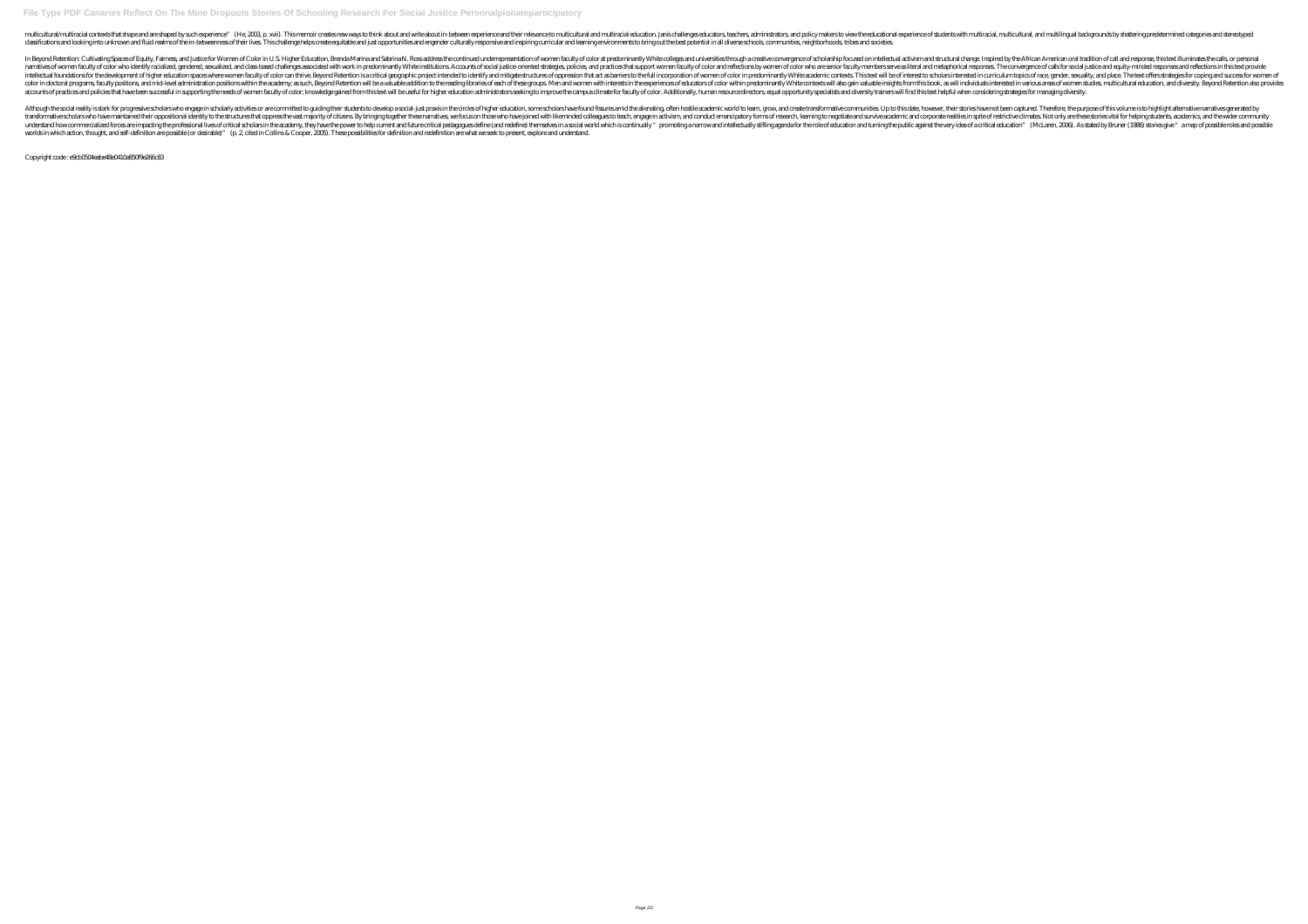multicultural/multiracial contexts that shape and are shaped by such experience" (He, 2003, p. xvii). This memoir creates new ways to think about and write about in-between experience and their relevance to multicultural and multiracial education. Janis challenges educators, teachers, administrators, and policy makers to view the educational experience of students with multiracial, multicultural, and multilingual backgrounds by shattering predetermined categories and stereotyped classifications and looking into unknown and fluid realms of the in-betweenness of their lives. This challenge helps create equitable and just opportunities and engender culturally responsive and inspiring curricular and learning environments to bring out the best potential in all diverse schools, communities, neighborhoods, tribes and societies.

In Beyond Retention: Cultivating Spaces of Equity, Fairness, and Justice for Women of Color in U.S. Higher Education, Brenda Marina and Sabrina N. Ross address the continued underrepresentation of women faculty of color at predominantly White colleges and universities through a creative convergence of scholarship focused on intellectual activism and structural change. Inspired by the African American oral tradition of call and response, this text illuminates the calls, or personal narratives of women faculty of color who identify racialized, gendered, sexualized, and class-based challenges associated with work in predominantly White institutions. Accounts of social justice-oriented strategies, policies, and practices that support women faculty of color and reflections by women of color who are senior faculty members serve as literal and metaphorical responses. The convergence of calls for social justice and equity-minded responses and reflections in this text provide intellectual foundations for the development of higher education spaces where women faculty of color can thrive. Beyond Retention is a critical geographic project intended to identify and mitigate structures of oppression that act as barriers to the full incorporation of women of color in predominantly White academic contexts. This text will be of interest to scholars interested in curriculum topics of race, gender, sexuality, and place. The text offers strategies for coping and success for women of color in doctoral programs, faculty positions, and mid-level administration positions within the academy; as such, Beyond Retention will be a valuable addition to the reading libraries of each of these groups. Men and women with interests in the experiences of educators of color within predominantly White contexts will also gain valuable insights from this book, as will individuals interested in various areas of women studies, multicultural education, and diversity. Beyond Retention also provides accounts of practices and policies that have been successful in supporting the needs of women faculty of color; knowledge gained from this text will be useful for higher education administrators seeking to improve the campus climate for faculty of color. Additionally, human resource directors, equal opportunity specialists and diversity trainers will find this text helpful when considering strategies for managing diversity.

Although the social reality is stark for progressive scholars who engage in scholarly activities or are committed to guiding their students to develop a social-just praxis in the circles of higher education, some scholars have found fissures amid the alienating, often hostile academic world to learn, grow, and create transformative communities. Up to this date, however, their stories have not been captured. Therefore, the purpose of this volume is to highlight alternative narratives generated by transformative scholars who have maintained their oppositional identity to the structures that oppress the vast majority of citizens. By bringing together these narratives, we focus on those who have joined with likeminded colleagues to teach, engage in activism, and conduct emancipatory forms of research, learning to negotiate and survive academic and corporate realities in spite of restrictive climates. Not only are these stories vital for helping students, academics, and the wider community understand how commercialized forces are impacting the professional lives of critical scholars in the academy, they have the power to help current and future critical pedagogues define (and redefine) themselves in a social world which is continually "promoting a narrow and intellectually stifling agenda for the role of education and turning the public against the very idea of a critical education" (McLaren, 2006). As stated by Bruner (1986) stories give "a map of possible roles and possible worlds in which action, thought, and self-definition are possible (or desirable)" (p. 2, cited in Collins & Cooper, 2005). These possibilities for definition and redefinition are what we seek to present, explore and understand.

Copyright code : e9cb0504eabe48e0410d650f9e266c83